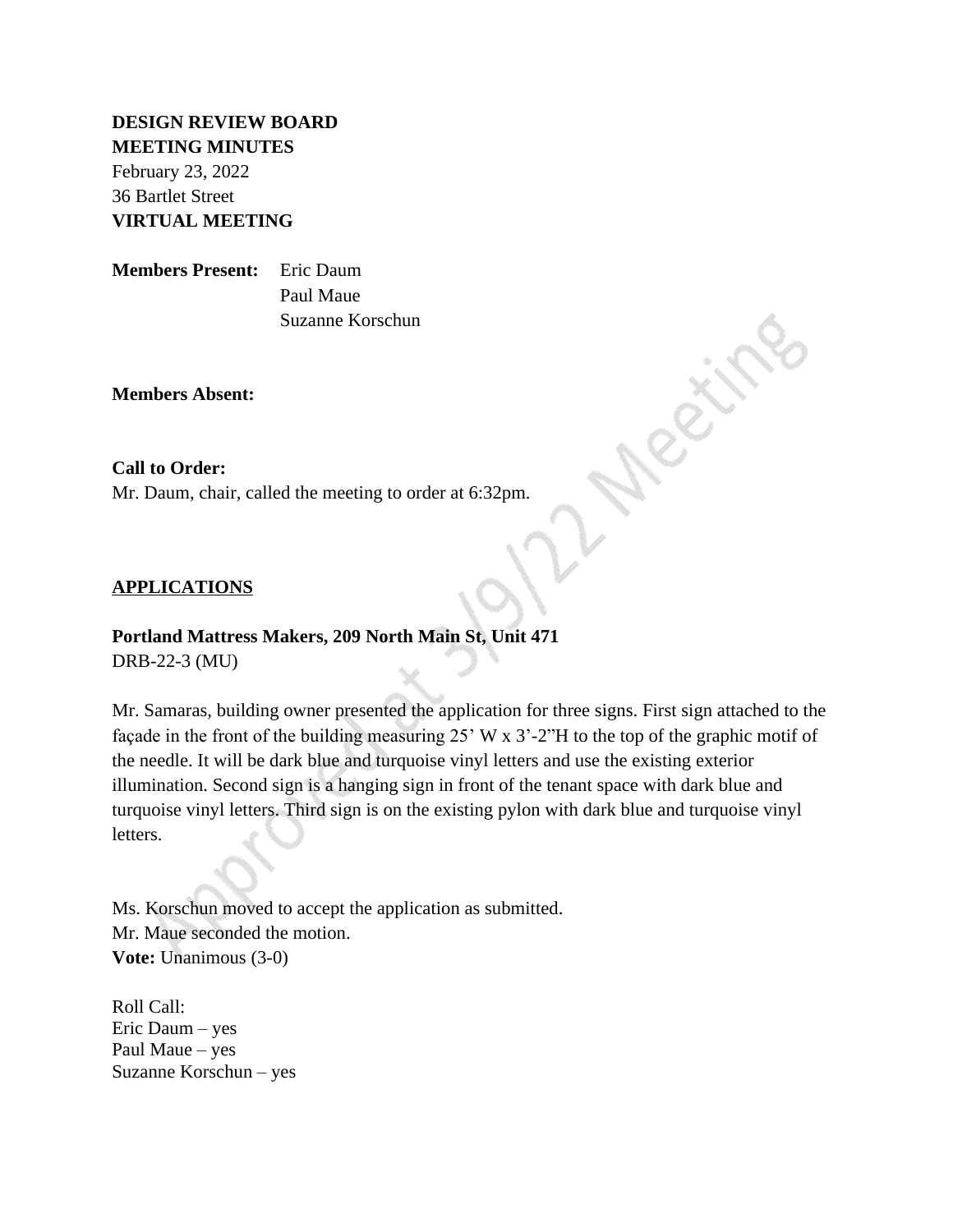**DESIGN REVIEW BOARD**
**MEETING MINUTES**
February 23, 2022
36 Bartlet Street
**VIRTUAL MEETING**

**Members Present:** Eric Daum
Paul Maue
Suzanne Korschun

**Members Absent:**

**Call to Order:**
Mr. Daum, chair, called the meeting to order at 6:32pm.

## APPLICATIONS

**Portland Mattress Makers, 209 North Main St, Unit 471**
DRB-22-3 (MU)

Mr. Samaras, building owner presented the application for three signs. First sign attached to the façade in the front of the building measuring 25' W x 3'-2"H to the top of the graphic motif of the needle. It will be dark blue and turquoise vinyl letters and use the existing exterior illumination. Second sign is a hanging sign in front of the tenant space with dark blue and turquoise vinyl letters. Third sign is on the existing pylon with dark blue and turquoise vinyl letters.

Ms. Korschun moved to accept the application as submitted.
Mr. Maue seconded the motion.
**Vote:** Unanimous (3-0)

Roll Call:
Eric Daum – yes
Paul Maue – yes
Suzanne Korschun – yes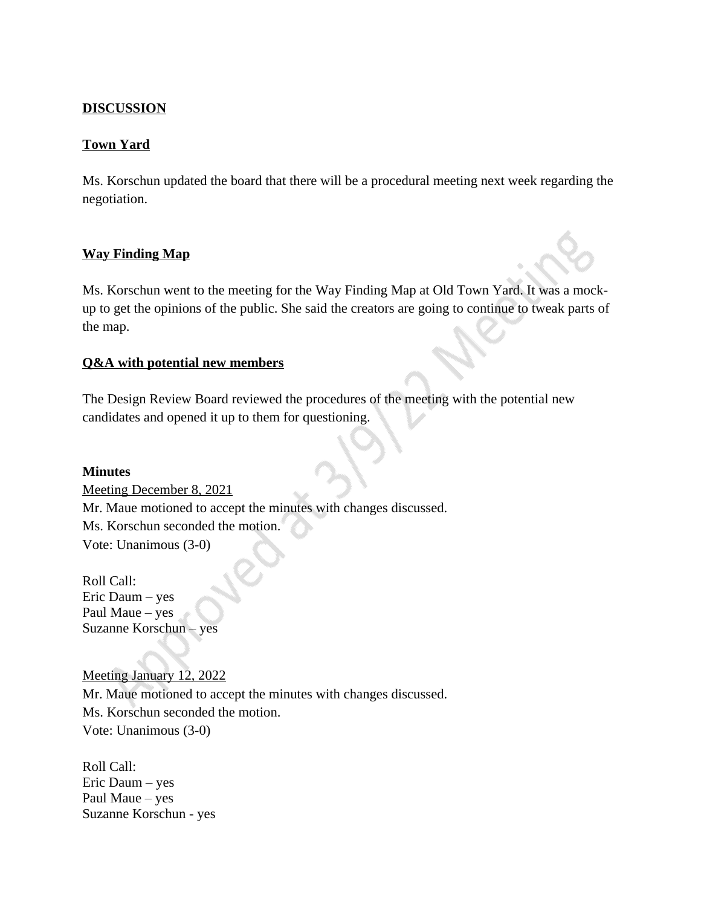## DISCUSSION

### Town Yard

Ms. Korschun updated the board that there will be a procedural meeting next week regarding the negotiation.

### Way Finding Map

Ms. Korschun went to the meeting for the Way Finding Map at Old Town Yard. It was a mock-up to get the opinions of the public. She said the creators are going to continue to tweak parts of the map.

### Q&A with potential new members

The Design Review Board reviewed the procedures of the meeting with the potential new candidates and opened it up to them for questioning.

**Minutes**

Meeting December 8, 2021
Mr. Maue motioned to accept the minutes with changes discussed.
Ms. Korschun seconded the motion.
Vote: Unanimous (3-0)

Roll Call:
Eric Daum – yes
Paul Maue – yes
Suzanne Korschun – yes

Meeting January 12, 2022
Mr. Maue motioned to accept the minutes with changes discussed.
Ms. Korschun seconded the motion.
Vote: Unanimous (3-0)

Roll Call:
Eric Daum – yes
Paul Maue – yes
Suzanne Korschun - yes

Approved at 3/9/22 Meeting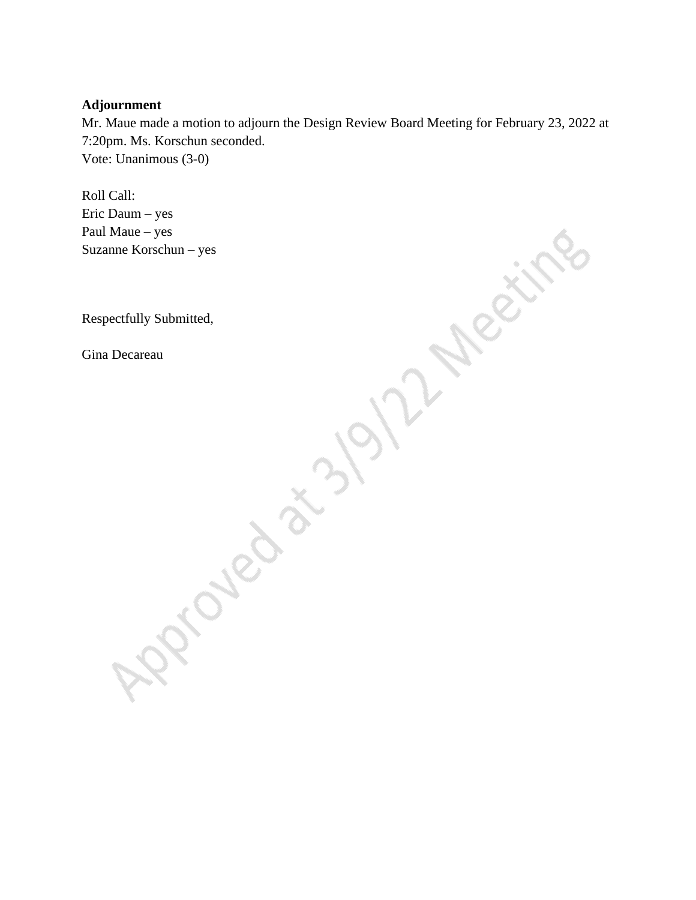**Adjournment**

Mr. Maue made a motion to adjourn the Design Review Board Meeting for February 23, 2022 at 7:20pm. Ms. Korschun seconded.
Vote: Unanimous (3-0)

Roll Call:
Eric Daum – yes
Paul Maue – yes
Suzanne Korschun – yes

Respectfully Submitted,

Gina Decareau

Approved at 3/9/22 Meeting